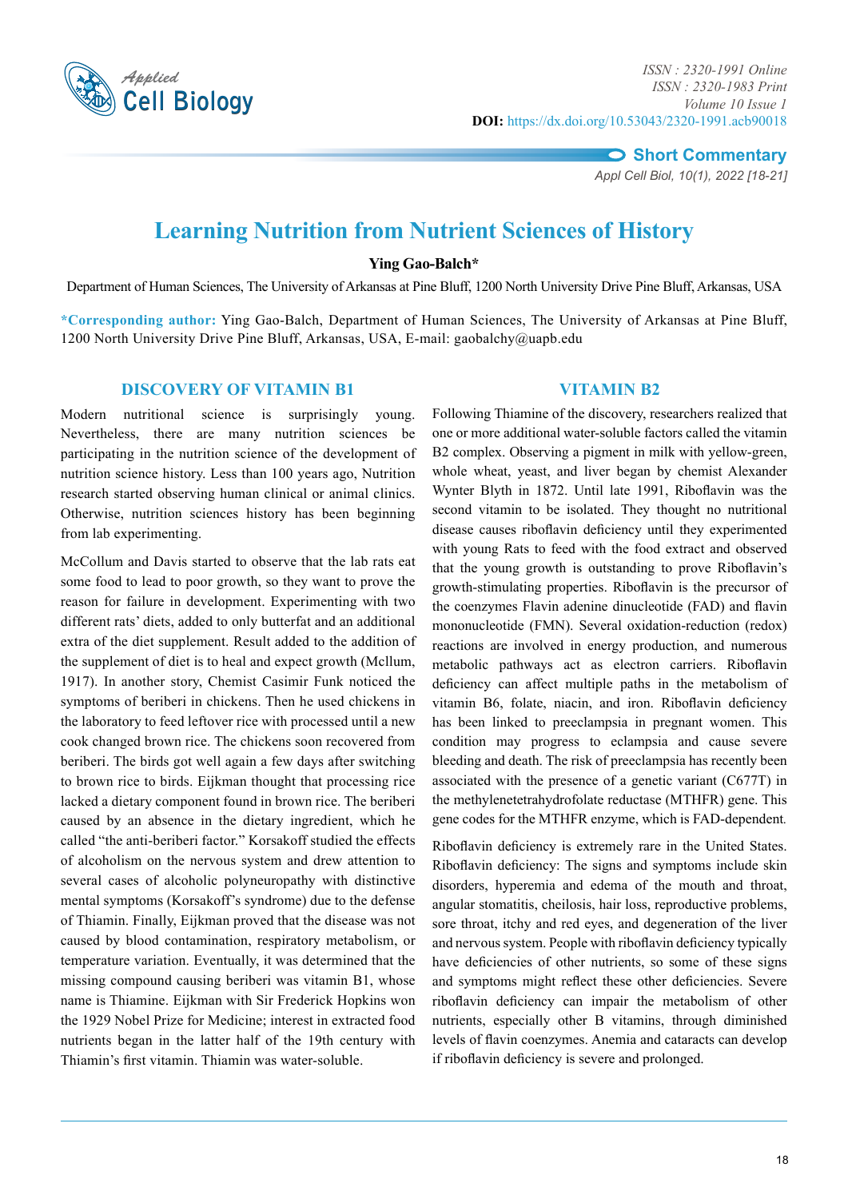Short Commentary

# Learning Nutrition from Nutrient Sciences of History

**Ying Gao-Balch***

Department of Human Sciences, The University of Arkansas at Pine Bluff, 1200 North University Drive Pine Bluff, Arkansas, USA

***Corresponding author:** Ying Gao-Balch, Department of Human Sciences, The University of Arkansas at Pine Bluff, 1200 North University Drive Pine Bluff, Arkansas, USA, E-mail: gaobalchy@uapb.edu

## DISCOVERY OF VITAMIN B1

Modern nutritional science is surprisingly young. Nevertheless, there are many nutrition sciences be participating in the nutrition science of the development of nutrition science history. Less than 100 years ago, Nutrition research started observing human clinical or animal clinics. Otherwise, nutrition sciences history has been beginning from lab experimenting.

McCollum and Davis started to observe that the lab rats eat some food to lead to poor growth, so they want to prove the reason for failure in development. Experimenting with two different rats' diets, added to only butterfat and an additional extra of the diet supplement. Result added to the addition of the supplement of diet is to heal and expect growth (Mcllum, 1917). In another story, Chemist Casimir Funk noticed the symptoms of beriberi in chickens. Then he used chickens in the laboratory to feed leftover rice with processed until a new cook changed brown rice. The chickens soon recovered from beriberi. The birds got well again a few days after switching to brown rice to birds. Eijkman thought that processing rice lacked a dietary component found in brown rice. The beriberi caused by an absence in the dietary ingredient, which he called "the anti-beriberi factor." Korsakoff studied the effects of alcoholism on the nervous system and drew attention to several cases of alcoholic polyneuropathy with distinctive mental symptoms (Korsakoff's syndrome) due to the defense of Thiamin. Finally, Eijkman proved that the disease was not caused by blood contamination, respiratory metabolism, or temperature variation. Eventually, it was determined that the missing compound causing beriberi was vitamin B1, whose name is Thiamine. Eijkman with Sir Frederick Hopkins won the 1929 Nobel Prize for Medicine; interest in extracted food nutrients began in the latter half of the 19th century with Thiamin's first vitamin. Thiamin was water-soluble.

## VITAMIN B2

Following Thiamine of the discovery, researchers realized that one or more additional water-soluble factors called the vitamin B2 complex. Observing a pigment in milk with yellow-green, whole wheat, yeast, and liver began by chemist Alexander Wynter Blyth in 1872. Until late 1991, Riboflavin was the second vitamin to be isolated. They thought no nutritional disease causes riboflavin deficiency until they experimented with young Rats to feed with the food extract and observed that the young growth is outstanding to prove Riboflavin's growth-stimulating properties. Riboflavin is the precursor of the coenzymes Flavin adenine dinucleotide (FAD) and flavin mononucleotide (FMN). Several oxidation-reduction (redox) reactions are involved in energy production, and numerous metabolic pathways act as electron carriers. Riboflavin deficiency can affect multiple paths in the metabolism of vitamin B6, folate, niacin, and iron. Riboflavin deficiency has been linked to preeclampsia in pregnant women. This condition may progress to eclampsia and cause severe bleeding and death. The risk of preeclampsia has recently been associated with the presence of a genetic variant (C677T) in the methylenetetrahydrofolate reductase (MTHFR) gene. This gene codes for the MTHFR enzyme, which is FAD-dependent.

Riboflavin deficiency is extremely rare in the United States. Riboflavin deficiency: The signs and symptoms include skin disorders, hyperemia and edema of the mouth and throat, angular stomatitis, cheilosis, hair loss, reproductive problems, sore throat, itchy and red eyes, and degeneration of the liver and nervous system. People with riboflavin deficiency typically have deficiencies of other nutrients, so some of these signs and symptoms might reflect these other deficiencies. Severe riboflavin deficiency can impair the metabolism of other nutrients, especially other B vitamins, through diminished levels of flavin coenzymes. Anemia and cataracts can develop if riboflavin deficiency is severe and prolonged.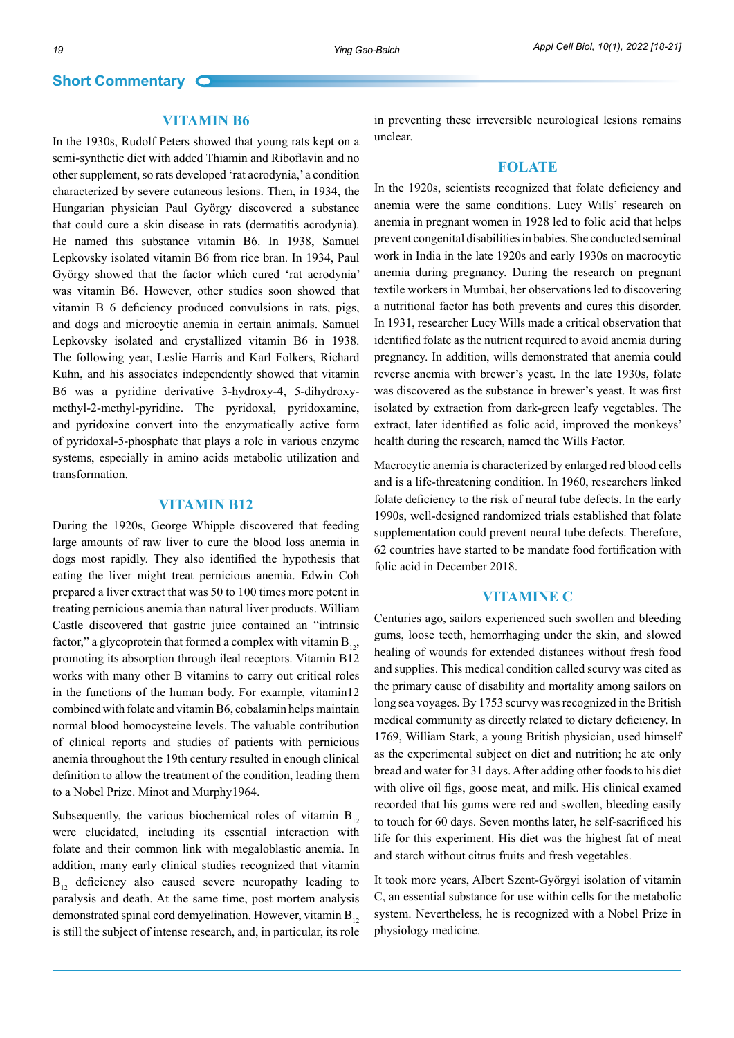## VITAMIN B6

In the 1930s, Rudolf Peters showed that young rats kept on a semi-synthetic diet with added Thiamin and Riboflavin and no other supplement, so rats developed 'rat acrodynia,' a condition characterized by severe cutaneous lesions. Then, in 1934, the Hungarian physician Paul György discovered a substance that could cure a skin disease in rats (dermatitis acrodynia). He named this substance vitamin B6. In 1938, Samuel Lepkovsky isolated vitamin B6 from rice bran. In 1934, Paul György showed that the factor which cured 'rat acrodynia' was vitamin B6. However, other studies soon showed that vitamin B 6 deficiency produced convulsions in rats, pigs, and dogs and microcytic anemia in certain animals. Samuel Lepkovsky isolated and crystallized vitamin B6 in 1938. The following year, Leslie Harris and Karl Folkers, Richard Kuhn, and his associates independently showed that vitamin B6 was a pyridine derivative 3-hydroxy-4, 5-dihydroxy-methyl-2-methyl-pyridine. The pyridoxal, pyridoxamine, and pyridoxine convert into the enzymatically active form of pyridoxal-5-phosphate that plays a role in various enzyme systems, especially in amino acids metabolic utilization and transformation.

## VITAMIN B12

During the 1920s, George Whipple discovered that feeding large amounts of raw liver to cure the blood loss anemia in dogs most rapidly. They also identified the hypothesis that eating the liver might treat pernicious anemia. Edwin Coh prepared a liver extract that was 50 to 100 times more potent in treating pernicious anemia than natural liver products. William Castle discovered that gastric juice contained an "intrinsic factor," a glycoprotein that formed a complex with vitamin $B_{12}$, promoting its absorption through ileal receptors. Vitamin B12 works with many other B vitamins to carry out critical roles in the functions of the human body. For example, vitamin12 combined with folate and vitamin B6, cobalamin helps maintain normal blood homocysteine levels. The valuable contribution of clinical reports and studies of patients with pernicious anemia throughout the 19th century resulted in enough clinical definition to allow the treatment of the condition, leading them to a Nobel Prize. Minot and Murphy1964.

Subsequently, the various biochemical roles of vitamin $B_{12}$ were elucidated, including its essential interaction with folate and their common link with megaloblastic anemia. In addition, many early clinical studies recognized that vitamin $B_{12}$ deficiency also caused severe neuropathy leading to paralysis and death. At the same time, post mortem analysis demonstrated spinal cord demyelination. However, vitamin $B_{12}$ is still the subject of intense research, and, in particular, its role in preventing these irreversible neurological lesions remains unclear.

## FOLATE

In the 1920s, scientists recognized that folate deficiency and anemia were the same conditions. Lucy Wills' research on anemia in pregnant women in 1928 led to folic acid that helps prevent congenital disabilities in babies. She conducted seminal work in India in the late 1920s and early 1930s on macrocytic anemia during pregnancy. During the research on pregnant textile workers in Mumbai, her observations led to discovering a nutritional factor has both prevents and cures this disorder. In 1931, researcher Lucy Wills made a critical observation that identified folate as the nutrient required to avoid anemia during pregnancy. In addition, wills demonstrated that anemia could reverse anemia with brewer's yeast. In the late 1930s, folate was discovered as the substance in brewer's yeast. It was first isolated by extraction from dark-green leafy vegetables. The extract, later identified as folic acid, improved the monkeys' health during the research, named the Wills Factor.

Macrocytic anemia is characterized by enlarged red blood cells and is a life-threatening condition. In 1960, researchers linked folate deficiency to the risk of neural tube defects. In the early 1990s, well-designed randomized trials established that folate supplementation could prevent neural tube defects. Therefore, 62 countries have started to be mandate food fortification with folic acid in December 2018.

## VITAMINE C

Centuries ago, sailors experienced such swollen and bleeding gums, loose teeth, hemorrhaging under the skin, and slowed healing of wounds for extended distances without fresh food and supplies. This medical condition called scurvy was cited as the primary cause of disability and mortality among sailors on long sea voyages. By 1753 scurvy was recognized in the British medical community as directly related to dietary deficiency. In 1769, William Stark, a young British physician, used himself as the experimental subject on diet and nutrition; he ate only bread and water for 31 days. After adding other foods to his diet with olive oil figs, goose meat, and milk. His clinical examed recorded that his gums were red and swollen, bleeding easily to touch for 60 days. Seven months later, he self-sacrificed his life for this experiment. His diet was the highest fat of meat and starch without citrus fruits and fresh vegetables.

It took more years, Albert Szent-Györgyi isolation of vitamin C, an essential substance for use within cells for the metabolic system. Nevertheless, he is recognized with a Nobel Prize in physiology medicine.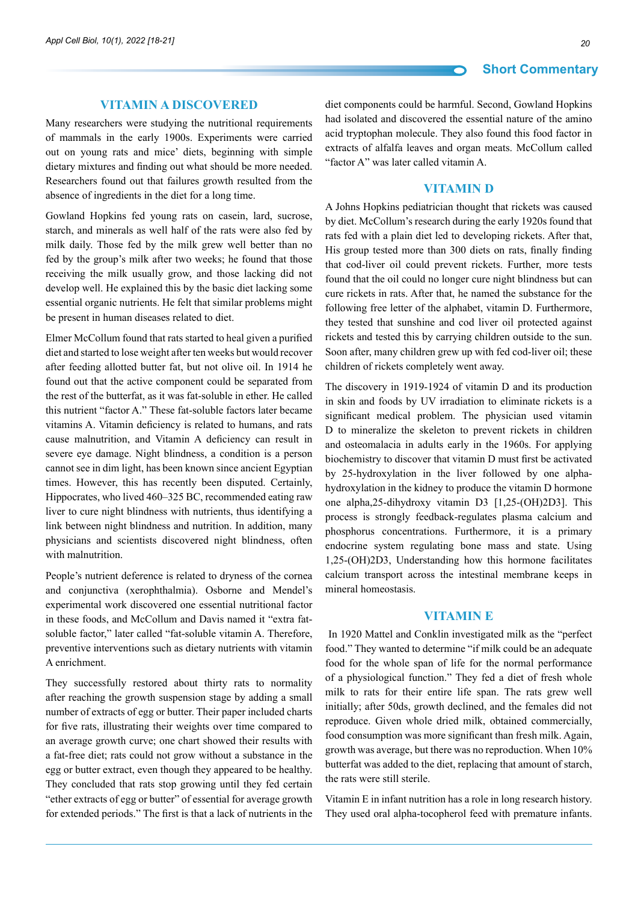## VITAMIN A DISCOVERED

Many researchers were studying the nutritional requirements of mammals in the early 1900s. Experiments were carried out on young rats and mice' diets, beginning with simple dietary mixtures and finding out what should be more needed. Researchers found out that failures growth resulted from the absence of ingredients in the diet for a long time.

Gowland Hopkins fed young rats on casein, lard, sucrose, starch, and minerals as well half of the rats were also fed by milk daily. Those fed by the milk grew well better than no fed by the group's milk after two weeks; he found that those receiving the milk usually grow, and those lacking did not develop well. He explained this by the basic diet lacking some essential organic nutrients. He felt that similar problems might be present in human diseases related to diet.

Elmer McCollum found that rats started to heal given a purified diet and started to lose weight after ten weeks but would recover after feeding allotted butter fat, but not olive oil. In 1914 he found out that the active component could be separated from the rest of the butterfat, as it was fat-soluble in ether. He called this nutrient "factor A." These fat-soluble factors later became vitamins A. Vitamin deficiency is related to humans, and rats cause malnutrition, and Vitamin A deficiency can result in severe eye damage. Night blindness, a condition is a person cannot see in dim light, has been known since ancient Egyptian times. However, this has recently been disputed. Certainly, Hippocrates, who lived 460–325 BC, recommended eating raw liver to cure night blindness with nutrients, thus identifying a link between night blindness and nutrition. In addition, many physicians and scientists discovered night blindness, often with malnutrition.

People's nutrient deference is related to dryness of the cornea and conjunctiva (xerophthalmia). Osborne and Mendel's experimental work discovered one essential nutritional factor in these foods, and McCollum and Davis named it "extra fat-soluble factor," later called "fat-soluble vitamin A. Therefore, preventive interventions such as dietary nutrients with vitamin A enrichment.

They successfully restored about thirty rats to normality after reaching the growth suspension stage by adding a small number of extracts of egg or butter. Their paper included charts for five rats, illustrating their weights over time compared to an average growth curve; one chart showed their results with a fat-free diet; rats could not grow without a substance in the egg or butter extract, even though they appeared to be healthy. They concluded that rats stop growing until they fed certain "ether extracts of egg or butter" of essential for average growth for extended periods." The first is that a lack of nutrients in the diet components could be harmful. Second, Gowland Hopkins had isolated and discovered the essential nature of the amino acid tryptophan molecule. They also found this food factor in extracts of alfalfa leaves and organ meats. McCollum called "factor A" was later called vitamin A.

## VITAMIN D

A Johns Hopkins pediatrician thought that rickets was caused by diet. McCollum's research during the early 1920s found that rats fed with a plain diet led to developing rickets. After that, His group tested more than 300 diets on rats, finally finding that cod-liver oil could prevent rickets. Further, more tests found that the oil could no longer cure night blindness but can cure rickets in rats. After that, he named the substance for the following free letter of the alphabet, vitamin D. Furthermore, they tested that sunshine and cod liver oil protected against rickets and tested this by carrying children outside to the sun. Soon after, many children grew up with fed cod-liver oil; these children of rickets completely went away.

The discovery in 1919-1924 of vitamin D and its production in skin and foods by UV irradiation to eliminate rickets is a significant medical problem. The physician used vitamin D to mineralize the skeleton to prevent rickets in children and osteomalacia in adults early in the 1960s. For applying biochemistry to discover that vitamin D must first be activated by 25-hydroxylation in the liver followed by one alpha-hydroxylation in the kidney to produce the vitamin D hormone one alpha,25-dihydroxy vitamin D3 [1,25-(OH)2D3]. This process is strongly feedback-regulates plasma calcium and phosphorus concentrations. Furthermore, it is a primary endocrine system regulating bone mass and state. Using 1,25-(OH)2D3, Understanding how this hormone facilitates calcium transport across the intestinal membrane keeps in mineral homeostasis.

## VITAMIN E

In 1920 Mattel and Conklin investigated milk as the "perfect food." They wanted to determine "if milk could be an adequate food for the whole span of life for the normal performance of a physiological function." They fed a diet of fresh whole milk to rats for their entire life span. The rats grew well initially; after 50ds, growth declined, and the females did not reproduce. Given whole dried milk, obtained commercially, food consumption was more significant than fresh milk. Again, growth was average, but there was no reproduction. When 10% butterfat was added to the diet, replacing that amount of starch, the rats were still sterile.

Vitamin E in infant nutrition has a role in long research history. They used oral alpha-tocopherol feed with premature infants.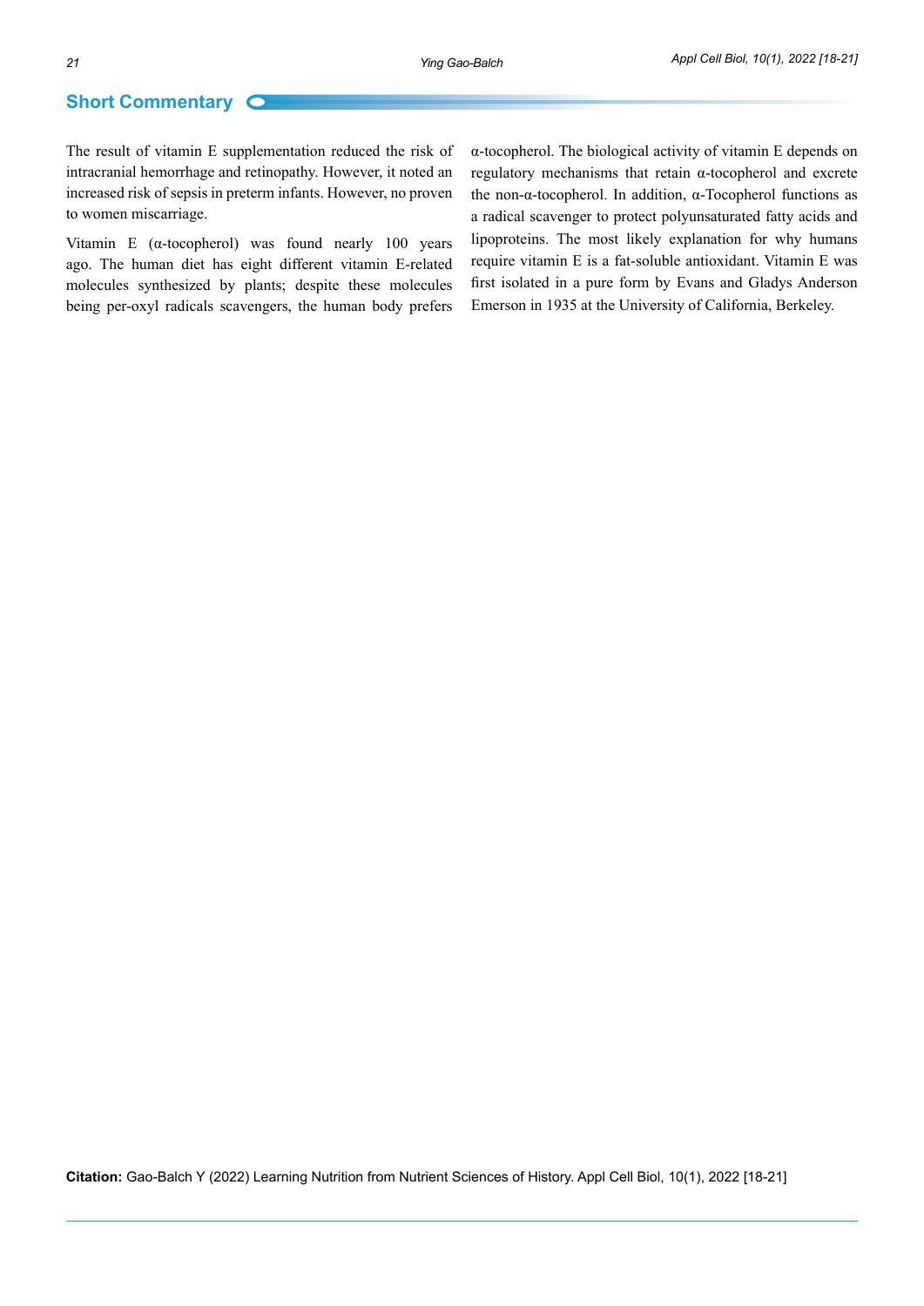The result of vitamin E supplementation reduced the risk of intracranial hemorrhage and retinopathy. However, it noted an increased risk of sepsis in preterm infants. However, no proven to women miscarriage.

Vitamin E (α-tocopherol) was found nearly 100 years ago. The human diet has eight different vitamin E-related molecules synthesized by plants; despite these molecules being per-oxyl radicals scavengers, the human body prefers α-tocopherol. The biological activity of vitamin E depends on regulatory mechanisms that retain α-tocopherol and excrete the non-α-tocopherol. In addition, α-Tocopherol functions as a radical scavenger to protect polyunsaturated fatty acids and lipoproteins. The most likely explanation for why humans require vitamin E is a fat-soluble antioxidant. Vitamin E was first isolated in a pure form by Evans and Gladys Anderson Emerson in 1935 at the University of California, Berkeley.

**Citation:** Gao-Balch Y (2022) Learning Nutrition from Nutrient Sciences of History. Appl Cell Biol, 10(1), 2022 [18-21]